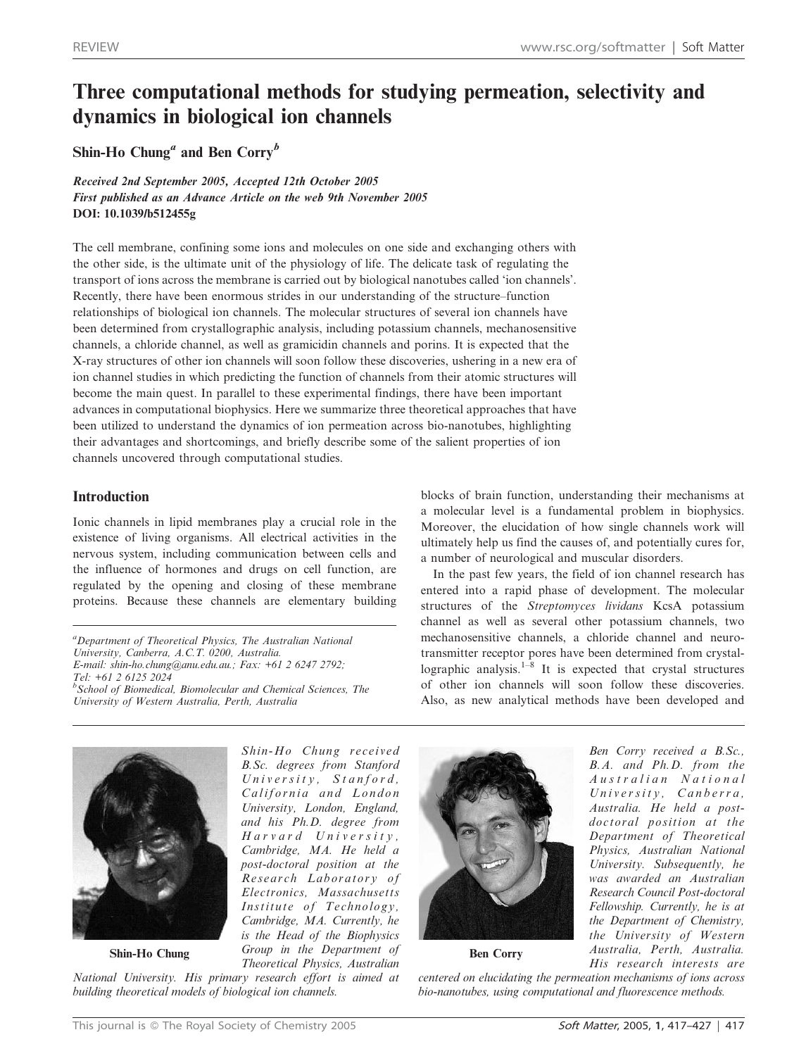# Three computational methods for studying permeation, selectivity and dynamics in biological ion channels

**Shin-Ho Chung[a] and Ben Corry[b]**

*Received 2nd September 2005, Accepted 12th October 2005*
*First published as an Advance Article on the web 9th November 2005*
**DOI: 10.1039/b512455g**

The cell membrane, confining some ions and molecules on one side and exchanging others with the other side, is the ultimate unit of the physiology of life. The delicate task of regulating the transport of ions across the membrane is carried out by biological nanotubes called 'ion channels'. Recently, there have been enormous strides in our understanding of the structure–function relationships of biological ion channels. The molecular structures of several ion channels have been determined from crystallographic analysis, including potassium channels, mechanosensitive channels, a chloride channel, as well as gramicidin channels and porins. It is expected that the X-ray structures of other ion channels will soon follow these discoveries, ushering in a new era of ion channel studies in which predicting the function of channels from their atomic structures will become the main quest. In parallel to these experimental findings, there have been important advances in computational biophysics. Here we summarize three theoretical approaches that have been utilized to understand the dynamics of ion permeation across bio-nanotubes, highlighting their advantages and shortcomings, and briefly describe some of the salient properties of ion channels uncovered through computational studies.

## Introduction

Ionic channels in lipid membranes play a crucial role in the existence of living organisms. All electrical activities in the nervous system, including communication between cells and the influence of hormones and drugs on cell function, are regulated by the opening and closing of these membrane proteins. Because these channels are elementary building blocks of brain function, understanding their mechanisms at a molecular level is a fundamental problem in biophysics. Moreover, the elucidation of how single channels work will ultimately help us find the causes of, and potentially cures for, a number of neurological and muscular disorders.

In the past few years, the field of ion channel research has entered into a rapid phase of development. The molecular structures of the *Streptomyces lividans* KcsA potassium channel as well as several other potassium channels, two mechanosensitive channels, a chloride channel and neurotransmitter receptor pores have been determined from crystallographic analysis.[1–8] It is expected that crystal structures of other ion channels will soon follow these discoveries. Also, as new analytical methods have been developed and

[a]Department of Theoretical Physics, The Australian National University, Canberra, A.C.T. 0200, Australia. E-mail: shin-ho.chung@anu.edu.au.; Fax: +61 2 6247 2792; Tel: +61 2 6125 2024

[b]School of Biomedical, Biomolecular and Chemical Sciences, The University of Western Australia, Perth, Australia

**Shin-Ho Chung**

*Shin-Ho Chung received B.Sc. degrees from Stanford University, Stanford, California and London University, London, England, and his Ph.D. degree from Harvard University, Cambridge, MA. He held a post-doctoral position at the Research Laboratory of Electronics, Massachusetts Institute of Technology, Cambridge, MA. Currently, he is the Head of the Biophysics Group in the Department of Theoretical Physics, Australian National University. His primary research effort is aimed at building theoretical models of biological ion channels.*

**Ben Corry**

*Ben Corry received a B.Sc., B.A. and Ph.D. from the Australian National University, Canberra, Australia. He held a post-doctoral position at the Department of Theoretical Physics, Australian National University. Subsequently, he was awarded an Australian Research Council Post-doctoral Fellowship. Currently, he is at the Department of Chemistry, the University of Western Australia, Perth, Australia. His research interests are centered on elucidating the permeation mechanisms of ions across bio-nanotubes, using computational and fluorescence methods.*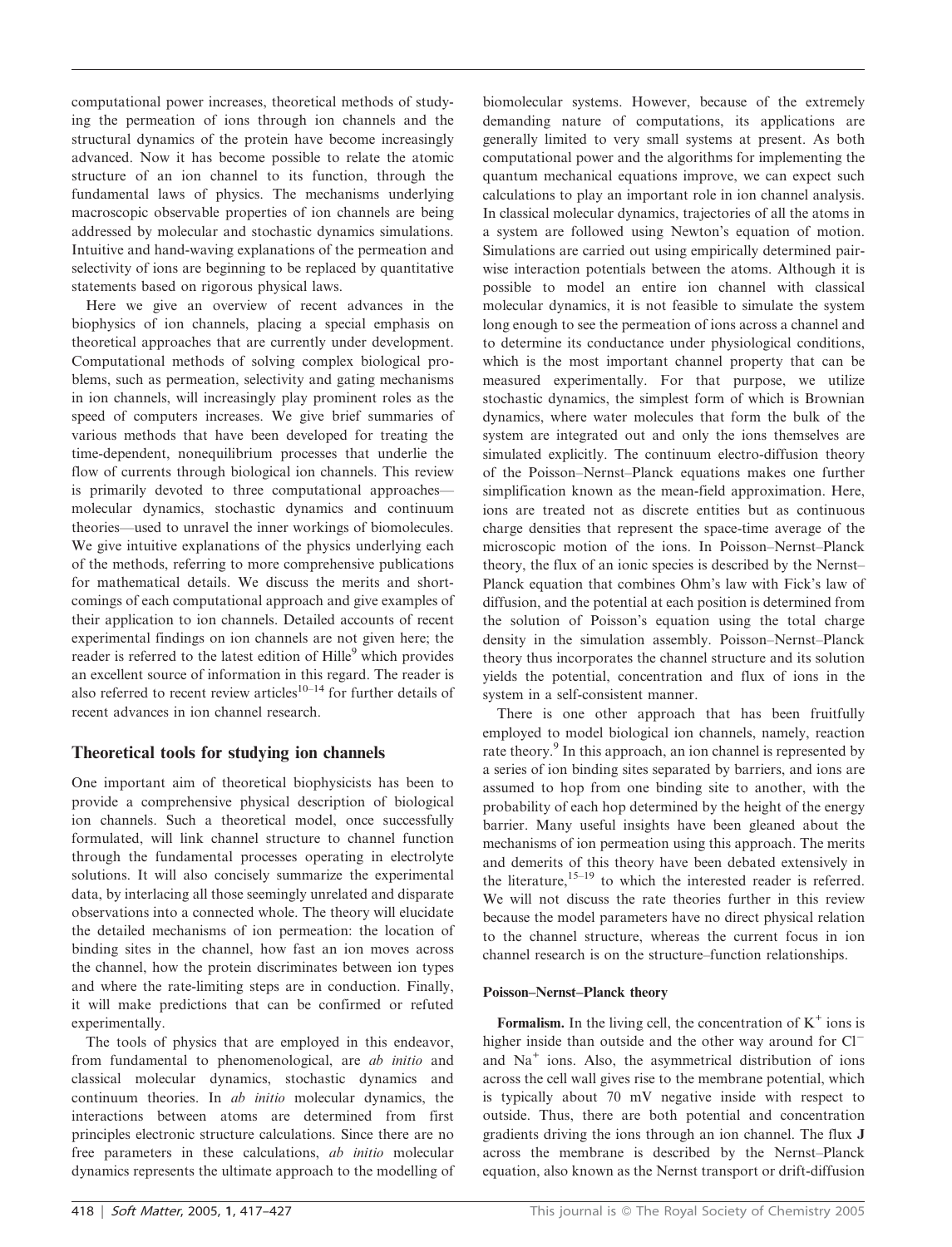computational power increases, theoretical methods of studying the permeation of ions through ion channels and the structural dynamics of the protein have become increasingly advanced. Now it has become possible to relate the atomic structure of an ion channel to its function, through the fundamental laws of physics. The mechanisms underlying macroscopic observable properties of ion channels are being addressed by molecular and stochastic dynamics simulations. Intuitive and hand-waving explanations of the permeation and selectivity of ions are beginning to be replaced by quantitative statements based on rigorous physical laws.

Here we give an overview of recent advances in the biophysics of ion channels, placing a special emphasis on theoretical approaches that are currently under development. Computational methods of solving complex biological problems, such as permeation, selectivity and gating mechanisms in ion channels, will increasingly play prominent roles as the speed of computers increases. We give brief summaries of various methods that have been developed for treating the time-dependent, nonequilibrium processes that underlie the flow of currents through biological ion channels. This review is primarily devoted to three computational approaches—molecular dynamics, stochastic dynamics and continuum theories—used to unravel the inner workings of biomolecules. We give intuitive explanations of the physics underlying each of the methods, referring to more comprehensive publications for mathematical details. We discuss the merits and shortcomings of each computational approach and give examples of their application to ion channels. Detailed accounts of recent experimental findings on ion channels are not given here; the reader is referred to the latest edition of Hille[9] which provides an excellent source of information in this regard. The reader is also referred to recent review articles[10–14] for further details of recent advances in ion channel research.

## Theoretical tools for studying ion channels

One important aim of theoretical biophysicists has been to provide a comprehensive physical description of biological ion channels. Such a theoretical model, once successfully formulated, will link channel structure to channel function through the fundamental processes operating in electrolyte solutions. It will also concisely summarize the experimental data, by interlacing all those seemingly unrelated and disparate observations into a connected whole. The theory will elucidate the detailed mechanisms of ion permeation: the location of binding sites in the channel, how fast an ion moves across the channel, how the protein discriminates between ion types and where the rate-limiting steps are in conduction. Finally, it will make predictions that can be confirmed or refuted experimentally.

The tools of physics that are employed in this endeavor, from fundamental to phenomenological, are *ab initio* and classical molecular dynamics, stochastic dynamics and continuum theories. In *ab initio* molecular dynamics, the interactions between atoms are determined from first principles electronic structure calculations. Since there are no free parameters in these calculations, *ab initio* molecular dynamics represents the ultimate approach to the modelling of biomolecular systems. However, because of the extremely demanding nature of computations, its applications are generally limited to very small systems at present. As both computational power and the algorithms for implementing the quantum mechanical equations improve, we can expect such calculations to play an important role in ion channel analysis. In classical molecular dynamics, trajectories of all the atoms in a system are followed using Newton's equation of motion. Simulations are carried out using empirically determined pairwise interaction potentials between the atoms. Although it is possible to model an entire ion channel with classical molecular dynamics, it is not feasible to simulate the system long enough to see the permeation of ions across a channel and to determine its conductance under physiological conditions, which is the most important channel property that can be measured experimentally. For that purpose, we utilize stochastic dynamics, the simplest form of which is Brownian dynamics, where water molecules that form the bulk of the system are integrated out and only the ions themselves are simulated explicitly. The continuum electro-diffusion theory of the Poisson–Nernst–Planck equations makes one further simplification known as the mean-field approximation. Here, ions are treated not as discrete entities but as continuous charge densities that represent the space-time average of the microscopic motion of the ions. In Poisson–Nernst–Planck theory, the flux of an ionic species is described by the Nernst–Planck equation that combines Ohm's law with Fick's law of diffusion, and the potential at each position is determined from the solution of Poisson's equation using the total charge density in the simulation assembly. Poisson–Nernst–Planck theory thus incorporates the channel structure and its solution yields the potential, concentration and flux of ions in the system in a self-consistent manner.

There is one other approach that has been fruitfully employed to model biological ion channels, namely, reaction rate theory.[9] In this approach, an ion channel is represented by a series of ion binding sites separated by barriers, and ions are assumed to hop from one binding site to another, with the probability of each hop determined by the height of the energy barrier. Many useful insights have been gleaned about the mechanisms of ion permeation using this approach. The merits and demerits of this theory have been debated extensively in the literature,[15–19] to which the interested reader is referred. We will not discuss the rate theories further in this review because the model parameters have no direct physical relation to the channel structure, whereas the current focus in ion channel research is on the structure–function relationships.

### Poisson–Nernst–Planck theory

**Formalism.** In the living cell, the concentration of $K^+$ ions is higher inside than outside and the other way around for $Cl^-$ and $Na^+$ ions. Also, the asymmetrical distribution of ions across the cell wall gives rise to the membrane potential, which is typically about 70 mV negative inside with respect to outside. Thus, there are both potential and concentration gradients driving the ions through an ion channel. The flux $\mathbf{J}$ across the membrane is described by the Nernst–Planck equation, also known as the Nernst transport or drift-diffusion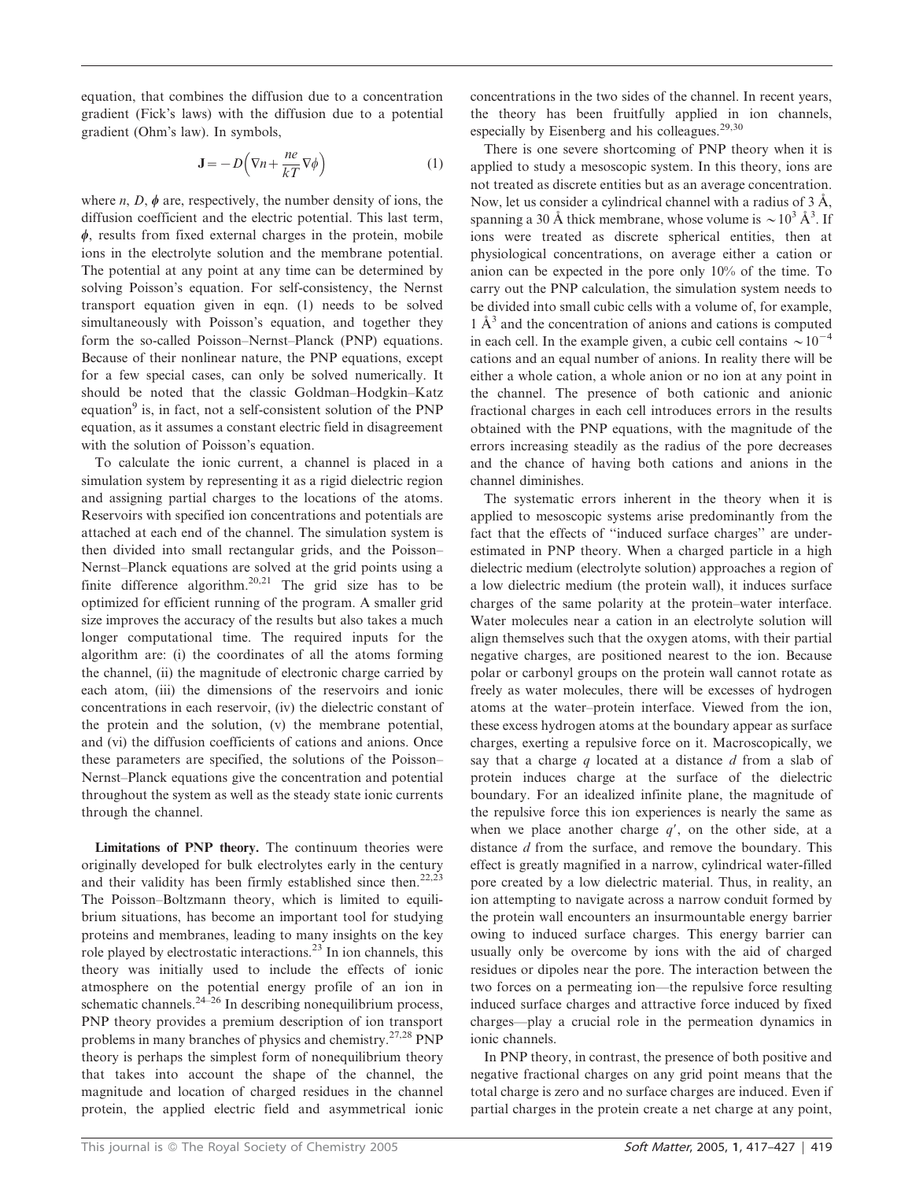equation, that combines the diffusion due to a concentration gradient (Fick's laws) with the diffusion due to a potential gradient (Ohm's law). In symbols,

$$\mathbf{J} = -D\left(\nabla n + \frac{ne}{kT}\nabla\phi\right) \tag{1}$$

where $n$, $D$, $\phi$ are, respectively, the number density of ions, the diffusion coefficient and the electric potential. This last term, $\phi$, results from fixed external charges in the protein, mobile ions in the electrolyte solution and the membrane potential. The potential at any point at any time can be determined by solving Poisson's equation. For self-consistency, the Nernst transport equation given in eqn. (1) needs to be solved simultaneously with Poisson's equation, and together they form the so-called Poisson–Nernst–Planck (PNP) equations. Because of their nonlinear nature, the PNP equations, except for a few special cases, can only be solved numerically. It should be noted that the classic Goldman–Hodgkin–Katz equation[9] is, in fact, not a self-consistent solution of the PNP equation, as it assumes a constant electric field in disagreement with the solution of Poisson's equation.

To calculate the ionic current, a channel is placed in a simulation system by representing it as a rigid dielectric region and assigning partial charges to the locations of the atoms. Reservoirs with specified ion concentrations and potentials are attached at each end of the channel. The simulation system is then divided into small rectangular grids, and the Poisson–Nernst–Planck equations are solved at the grid points using a finite difference algorithm.[20,21] The grid size has to be optimized for efficient running of the program. A smaller grid size improves the accuracy of the results but also takes a much longer computational time. The required inputs for the algorithm are: (i) the coordinates of all the atoms forming the channel, (ii) the magnitude of electronic charge carried by each atom, (iii) the dimensions of the reservoirs and ionic concentrations in each reservoir, (iv) the dielectric constant of the protein and the solution, (v) the membrane potential, and (vi) the diffusion coefficients of cations and anions. Once these parameters are specified, the solutions of the Poisson–Nernst–Planck equations give the concentration and potential throughout the system as well as the steady state ionic currents through the channel.

**Limitations of PNP theory.** The continuum theories were originally developed for bulk electrolytes early in the century and their validity has been firmly established since then.[22,23] The Poisson–Boltzmann theory, which is limited to equilibrium situations, has become an important tool for studying proteins and membranes, leading to many insights on the key role played by electrostatic interactions.[23] In ion channels, this theory was initially used to include the effects of ionic atmosphere on the potential energy profile of an ion in schematic channels.[24–26] In describing nonequilibrium process, PNP theory provides a premium description of ion transport problems in many branches of physics and chemistry.[27,28] PNP theory is perhaps the simplest form of nonequilibrium theory that takes into account the shape of the channel, the magnitude and location of charged residues in the channel protein, the applied electric field and asymmetrical ionic concentrations in the two sides of the channel. In recent years, the theory has been fruitfully applied in ion channels, especially by Eisenberg and his colleagues.[29,30]

There is one severe shortcoming of PNP theory when it is applied to study a mesoscopic system. In this theory, ions are not treated as discrete entities but as an average concentration. Now, let us consider a cylindrical channel with a radius of 3 Å, spanning a 30 Å thick membrane, whose volume is $\sim 10^3$ Å$^3$. If ions were treated as discrete spherical entities, then at physiological concentrations, on average either a cation or anion can be expected in the pore only 10% of the time. To carry out the PNP calculation, the simulation system needs to be divided into small cubic cells with a volume of, for example, 1 Å$^3$ and the concentration of anions and cations is computed in each cell. In the example given, a cubic cell contains $\sim 10^{-4}$ cations and an equal number of anions. In reality there will be either a whole cation, a whole anion or no ion at any point in the channel. The presence of both cationic and anionic fractional charges in each cell introduces errors in the results obtained with the PNP equations, with the magnitude of the errors increasing steadily as the radius of the pore decreases and the chance of having both cations and anions in the channel diminishes.

The systematic errors inherent in the theory when it is applied to mesoscopic systems arise predominantly from the fact that the effects of "induced surface charges" are underestimated in PNP theory. When a charged particle in a high dielectric medium (electrolyte solution) approaches a region of a low dielectric medium (the protein wall), it induces surface charges of the same polarity at the protein–water interface. Water molecules near a cation in an electrolyte solution will align themselves such that the oxygen atoms, with their partial negative charges, are positioned nearest to the ion. Because polar or carbonyl groups on the protein wall cannot rotate as freely as water molecules, there will be excesses of hydrogen atoms at the water–protein interface. Viewed from the ion, these excess hydrogen atoms at the boundary appear as surface charges, exerting a repulsive force on it. Macroscopically, we say that a charge $q$ located at a distance $d$ from a slab of protein induces charge at the surface of the dielectric boundary. For an idealized infinite plane, the magnitude of the repulsive force this ion experiences is nearly the same as when we place another charge $q'$, on the other side, at a distance $d$ from the surface, and remove the boundary. This effect is greatly magnified in a narrow, cylindrical water-filled pore created by a low dielectric material. Thus, in reality, an ion attempting to navigate across a narrow conduit formed by the protein wall encounters an insurmountable energy barrier owing to induced surface charges. This energy barrier can usually only be overcome by ions with the aid of charged residues or dipoles near the pore. The interaction between the two forces on a permeating ion—the repulsive force resulting induced surface charges and attractive force induced by fixed charges—play a crucial role in the permeation dynamics in ionic channels.

In PNP theory, in contrast, the presence of both positive and negative fractional charges on any grid point means that the total charge is zero and no surface charges are induced. Even if partial charges in the protein create a net charge at any point,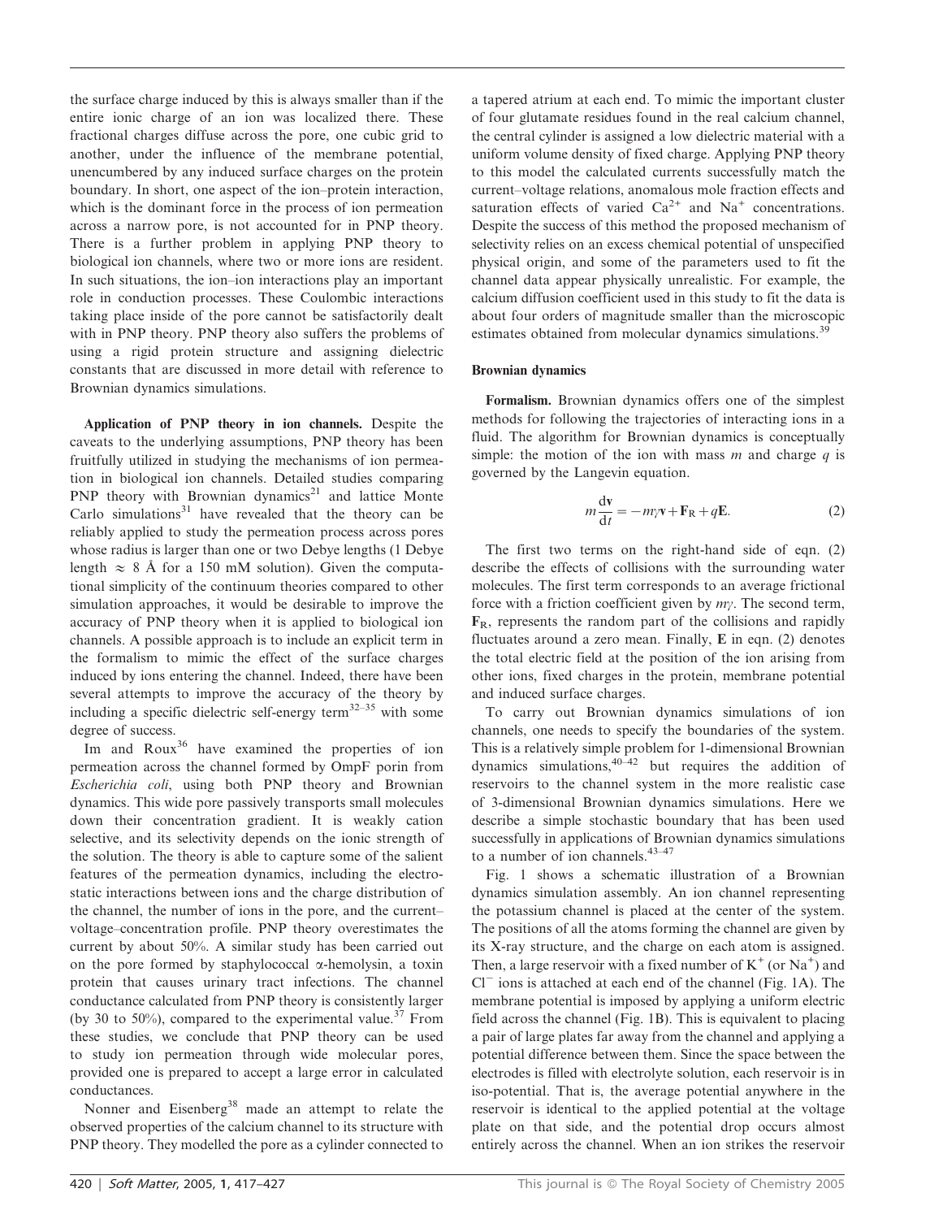the surface charge induced by this is always smaller than if the entire ionic charge of an ion was localized there. These fractional charges diffuse across the pore, one cubic grid to another, under the influence of the membrane potential, unencumbered by any induced surface charges on the protein boundary. In short, one aspect of the ion–protein interaction, which is the dominant force in the process of ion permeation across a narrow pore, is not accounted for in PNP theory. There is a further problem in applying PNP theory to biological ion channels, where two or more ions are resident. In such situations, the ion–ion interactions play an important role in conduction processes. These Coulombic interactions taking place inside of the pore cannot be satisfactorily dealt with in PNP theory. PNP theory also suffers the problems of using a rigid protein structure and assigning dielectric constants that are discussed in more detail with reference to Brownian dynamics simulations.

**Application of PNP theory in ion channels.** Despite the caveats to the underlying assumptions, PNP theory has been fruitfully utilized in studying the mechanisms of ion permeation in biological ion channels. Detailed studies comparing PNP theory with Brownian dynamics[21] and lattice Monte Carlo simulations[31] have revealed that the theory can be reliably applied to study the permeation process across pores whose radius is larger than one or two Debye lengths (1 Debye length $\approx$ 8 Å for a 150 mM solution). Given the computational simplicity of the continuum theories compared to other simulation approaches, it would be desirable to improve the accuracy of PNP theory when it is applied to biological ion channels. A possible approach is to include an explicit term in the formalism to mimic the effect of the surface charges induced by ions entering the channel. Indeed, there have been several attempts to improve the accuracy of the theory by including a specific dielectric self-energy term[32–35] with some degree of success.

Im and Roux[36] have examined the properties of ion permeation across the channel formed by OmpF porin from *Escherichia coli*, using both PNP theory and Brownian dynamics. This wide pore passively transports small molecules down their concentration gradient. It is weakly cation selective, and its selectivity depends on the ionic strength of the solution. The theory is able to capture some of the salient features of the permeation dynamics, including the electrostatic interactions between ions and the charge distribution of the channel, the number of ions in the pore, and the current–voltage–concentration profile. PNP theory overestimates the current by about 50%. A similar study has been carried out on the pore formed by staphylococcal α-hemolysin, a toxin protein that causes urinary tract infections. The channel conductance calculated from PNP theory is consistently larger (by 30 to 50%), compared to the experimental value.[37] From these studies, we conclude that PNP theory can be used to study ion permeation through wide molecular pores, provided one is prepared to accept a large error in calculated conductances.

Nonner and Eisenberg[38] made an attempt to relate the observed properties of the calcium channel to its structure with PNP theory. They modelled the pore as a cylinder connected to a tapered atrium at each end. To mimic the important cluster of four glutamate residues found in the real calcium channel, the central cylinder is assigned a low dielectric material with a uniform volume density of fixed charge. Applying PNP theory to this model the calculated currents successfully match the current–voltage relations, anomalous mole fraction effects and saturation effects of varied $Ca^{2+}$ and $Na^{+}$ concentrations. Despite the success of this method the proposed mechanism of selectivity relies on an excess chemical potential of unspecified physical origin, and some of the parameters used to fit the channel data appear physically unrealistic. For example, the calcium diffusion coefficient used in this study to fit the data is about four orders of magnitude smaller than the microscopic estimates obtained from molecular dynamics simulations.[39]

### Brownian dynamics

**Formalism.** Brownian dynamics offers one of the simplest methods for following the trajectories of interacting ions in a fluid. The algorithm for Brownian dynamics is conceptually simple: the motion of the ion with mass $m$ and charge $q$ is governed by the Langevin equation.

$$m\frac{\mathrm{d}\mathbf{v}}{\mathrm{d}t} = -m\gamma\mathbf{v} + \mathbf{F}_{\mathrm{R}} + q\mathbf{E}. \tag{2}$$

The first two terms on the right-hand side of eqn. (2) describe the effects of collisions with the surrounding water molecules. The first term corresponds to an average frictional force with a friction coefficient given by $m\gamma$. The second term, $\mathbf{F}_{\mathrm{R}}$, represents the random part of the collisions and rapidly fluctuates around a zero mean. Finally, $\mathbf{E}$ in eqn. (2) denotes the total electric field at the position of the ion arising from other ions, fixed charges in the protein, membrane potential and induced surface charges.

To carry out Brownian dynamics simulations of ion channels, one needs to specify the boundaries of the system. This is a relatively simple problem for 1-dimensional Brownian dynamics simulations,[40–42] but requires the addition of reservoirs to the channel system in the more realistic case of 3-dimensional Brownian dynamics simulations. Here we describe a simple stochastic boundary that has been used successfully in applications of Brownian dynamics simulations to a number of ion channels.[43–47]

Fig. 1 shows a schematic illustration of a Brownian dynamics simulation assembly. An ion channel representing the potassium channel is placed at the center of the system. The positions of all the atoms forming the channel are given by its X-ray structure, and the charge on each atom is assigned. Then, a large reservoir with a fixed number of $K^{+}$ (or $Na^{+}$) and $Cl^{-}$ ions is attached at each end of the channel (Fig. 1A). The membrane potential is imposed by applying a uniform electric field across the channel (Fig. 1B). This is equivalent to placing a pair of large plates far away from the channel and applying a potential difference between them. Since the space between the electrodes is filled with electrolyte solution, each reservoir is in iso-potential. That is, the average potential anywhere in the reservoir is identical to the applied potential at the voltage plate on that side, and the potential drop occurs almost entirely across the channel. When an ion strikes the reservoir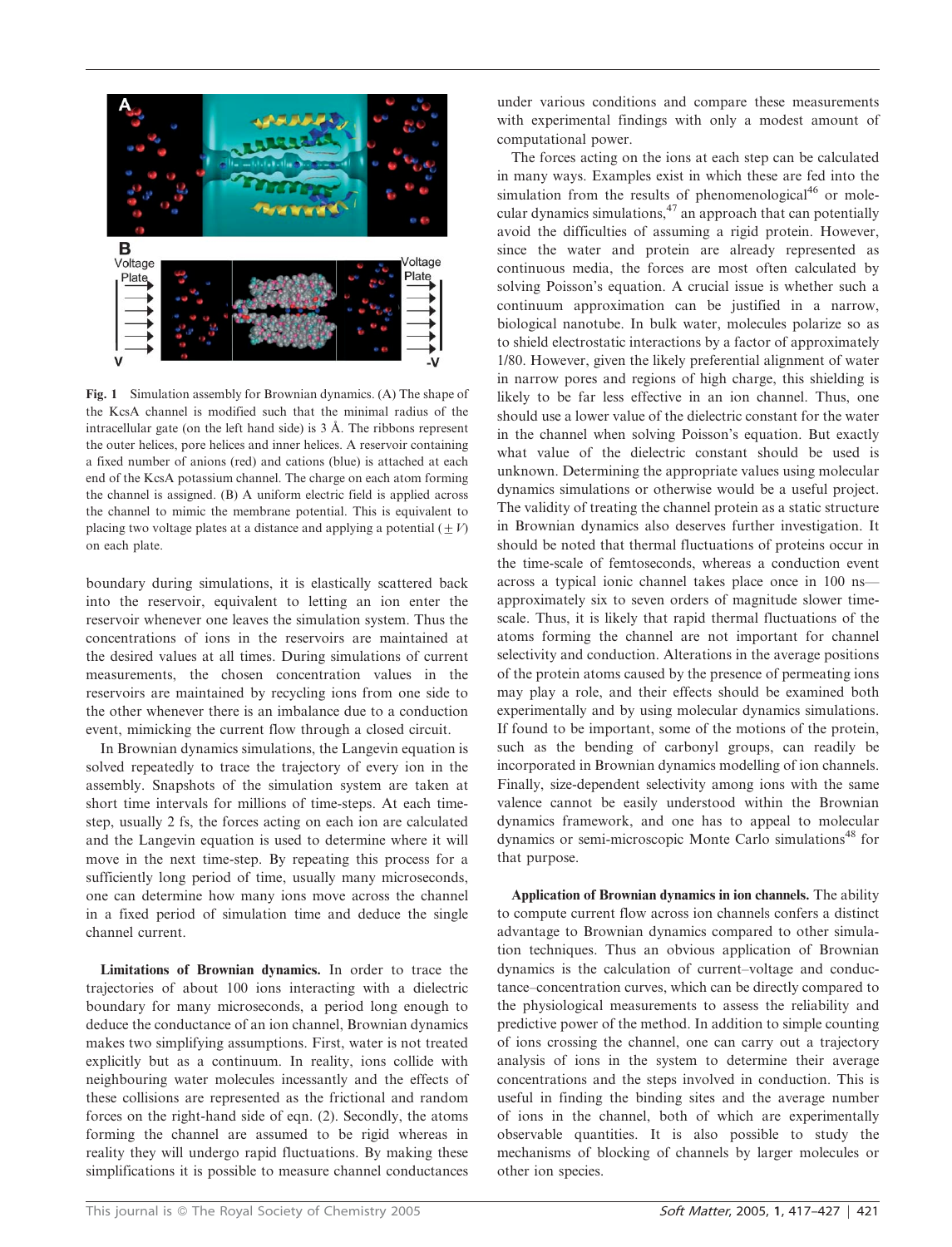Fig. 1 Simulation assembly for Brownian dynamics. (A) The shape of the KcsA channel is modified such that the minimal radius of the intracellular gate (on the left hand side) is 3 Å. The ribbons represent the outer helices, pore helices and inner helices. A reservoir containing a fixed number of anions (red) and cations (blue) is attached at each end of the KcsA potassium channel. The charge on each atom forming the channel is assigned. (B) A uniform electric field is applied across the channel to mimic the membrane potential. This is equivalent to placing two voltage plates at a distance and applying a potential ($\pm V$) on each plate.

boundary during simulations, it is elastically scattered back into the reservoir, equivalent to letting an ion enter the reservoir whenever one leaves the simulation system. Thus the concentrations of ions in the reservoirs are maintained at the desired values at all times. During simulations of current measurements, the chosen concentration values in the reservoirs are maintained by recycling ions from one side to the other whenever there is an imbalance due to a conduction event, mimicking the current flow through a closed circuit.

In Brownian dynamics simulations, the Langevin equation is solved repeatedly to trace the trajectory of every ion in the assembly. Snapshots of the simulation system are taken at short time intervals for millions of time-steps. At each time-step, usually 2 fs, the forces acting on each ion are calculated and the Langevin equation is used to determine where it will move in the next time-step. By repeating this process for a sufficiently long period of time, usually many microseconds, one can determine how many ions move across the channel in a fixed period of simulation time and deduce the single channel current.

**Limitations of Brownian dynamics.** In order to trace the trajectories of about 100 ions interacting with a dielectric boundary for many microseconds, a period long enough to deduce the conductance of an ion channel, Brownian dynamics makes two simplifying assumptions. First, water is not treated explicitly but as a continuum. In reality, ions collide with neighbouring water molecules incessantly and the effects of these collisions are represented as the frictional and random forces on the right-hand side of eqn. (2). Secondly, the atoms forming the channel are assumed to be rigid whereas in reality they will undergo rapid fluctuations. By making these simplifications it is possible to measure channel conductances under various conditions and compare these measurements with experimental findings with only a modest amount of computational power.

The forces acting on the ions at each step can be calculated in many ways. Examples exist in which these are fed into the simulation from the results of phenomenological[46] or molecular dynamics simulations,[47] an approach that can potentially avoid the difficulties of assuming a rigid protein. However, since the water and protein are already represented as continuous media, the forces are most often calculated by solving Poisson's equation. A crucial issue is whether such a continuum approximation can be justified in a narrow, biological nanotube. In bulk water, molecules polarize so as to shield electrostatic interactions by a factor of approximately 1/80. However, given the likely preferential alignment of water in narrow pores and regions of high charge, this shielding is likely to be far less effective in an ion channel. Thus, one should use a lower value of the dielectric constant for the water in the channel when solving Poisson's equation. But exactly what value of the dielectric constant should be used is unknown. Determining the appropriate values using molecular dynamics simulations or otherwise would be a useful project. The validity of treating the channel protein as a static structure in Brownian dynamics also deserves further investigation. It should be noted that thermal fluctuations of proteins occur in the time-scale of femtoseconds, whereas a conduction event across a typical ionic channel takes place once in 100 ns—approximately six to seven orders of magnitude slower timescale. Thus, it is likely that rapid thermal fluctuations of the atoms forming the channel are not important for channel selectivity and conduction. Alterations in the average positions of the protein atoms caused by the presence of permeating ions may play a role, and their effects should be examined both experimentally and by using molecular dynamics simulations. If found to be important, some of the motions of the protein, such as the bending of carbonyl groups, can readily be incorporated in Brownian dynamics modelling of ion channels. Finally, size-dependent selectivity among ions with the same valence cannot be easily understood within the Brownian dynamics framework, and one has to appeal to molecular dynamics or semi-microscopic Monte Carlo simulations[48] for that purpose.

**Application of Brownian dynamics in ion channels.** The ability to compute current flow across ion channels confers a distinct advantage to Brownian dynamics compared to other simulation techniques. Thus an obvious application of Brownian dynamics is the calculation of current–voltage and conductance–concentration curves, which can be directly compared to the physiological measurements to assess the reliability and predictive power of the method. In addition to simple counting of ions crossing the channel, one can carry out a trajectory analysis of ions in the system to determine their average concentrations and the steps involved in conduction. This is useful in finding the binding sites and the average number of ions in the channel, both of which are experimentally observable quantities. It is also possible to study the mechanisms of blocking of channels by larger molecules or other ion species.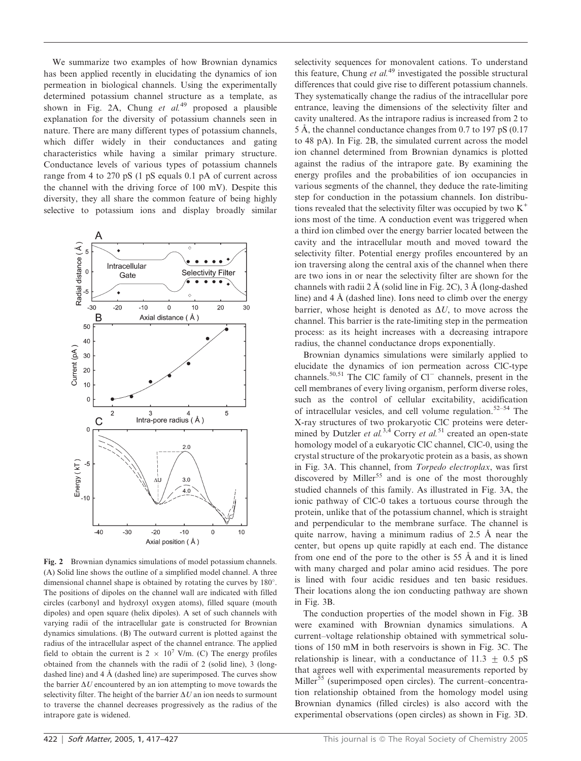We summarize two examples of how Brownian dynamics has been applied recently in elucidating the dynamics of ion permeation in biological channels. Using the experimentally determined potassium channel structure as a template, as shown in Fig. 2A, Chung *et al.*[49] proposed a plausible explanation for the diversity of potassium channels seen in nature. There are many different types of potassium channels, which differ widely in their conductances and gating characteristics while having a similar primary structure. Conductance levels of various types of potassium channels range from 4 to 270 pS (1 pS equals 0.1 pA of current across the channel with the driving force of 100 mV). Despite this diversity, they all share the common feature of being highly selective to potassium ions and display broadly similar selectivity sequences for monovalent cations. To understand this feature, Chung *et al.*[49] investigated the possible structural differences that could give rise to different potassium channels. They systematically change the radius of the intracellular pore entrance, leaving the dimensions of the selectivity filter and cavity unaltered. As the intrapore radius is increased from 2 to 5 Å, the channel conductance changes from 0.7 to 197 pS (0.17 to 48 pA). In Fig. 2B, the simulated current across the model ion channel determined from Brownian dynamics is plotted against the radius of the intrapore gate. By examining the energy profiles and the probabilities of ion occupancies in various segments of the channel, they deduce the rate-limiting step for conduction in the potassium channels. Ion distributions revealed that the selectivity filter was occupied by two $K^+$ ions most of the time. A conduction event was triggered when a third ion climbed over the energy barrier located between the cavity and the intracellular mouth and moved toward the selectivity filter. Potential energy profiles encountered by an ion traversing along the central axis of the channel when there are two ions in or near the selectivity filter are shown for the channels with radii 2 Å (solid line in Fig. 2C), 3 Å (long-dashed line) and 4 Å (dashed line). Ions need to climb over the energy barrier, whose height is denoted as $\Delta U$, to move across the channel. This barrier is the rate-limiting step in the permeation process: as its height increases with a decreasing intrapore radius, the channel conductance drops exponentially.

**Fig. 2** Brownian dynamics simulations of model potassium channels. (A) Solid line shows the outline of a simplified model channel. A three dimensional channel shape is obtained by rotating the curves by 180°. The positions of dipoles on the channel wall are indicated with filled circles (carbonyl and hydroxyl oxygen atoms), filled square (mouth dipoles) and open square (helix dipoles). A set of such channels with varying radii of the intracellular gate is constructed for Brownian dynamics simulations. (B) The outward current is plotted against the radius of the intracellular aspect of the channel entrance. The applied field to obtain the current is $2 \times 10^7$ V/m. (C) The energy profiles obtained from the channels with the radii of 2 (solid line), 3 (long-dashed line) and 4 Å (dashed line) are superimposed. The curves show the barrier $\Delta U$ encountered by an ion attempting to move towards the selectivity filter. The height of the barrier $\Delta U$ an ion needs to surmount to traverse the channel decreases progressively as the radius of the intrapore gate is widened.

Brownian dynamics simulations were similarly applied to elucidate the dynamics of ion permeation across ClC-type channels.[50,51] The ClC family of $Cl^-$ channels, present in the cell membranes of every living organism, perform diverse roles, such as the control of cellular excitability, acidification of intracellular vesicles, and cell volume regulation.[52–54] The X-ray structures of two prokaryotic ClC proteins were determined by Dutzler *et al.*[3,4] Corry *et al.*[51] created an open-state homology model of a eukaryotic ClC channel, ClC-0, using the crystal structure of the prokaryotic protein as a basis, as shown in Fig. 3A. This channel, from *Torpedo electroplax*, was first discovered by Miller[55] and is one of the most thoroughly studied channels of this family. As illustrated in Fig. 3A, the ionic pathway of ClC-0 takes a tortuous course through the protein, unlike that of the potassium channel, which is straight and perpendicular to the membrane surface. The channel is quite narrow, having a minimum radius of 2.5 Å near the center, but opens up quite rapidly at each end. The distance from one end of the pore to the other is 55 Å and it is lined with many charged and polar amino acid residues. The pore is lined with four acidic residues and ten basic residues. Their locations along the ion conducting pathway are shown in Fig. 3B.

The conduction properties of the model shown in Fig. 3B were examined with Brownian dynamics simulations. A current–voltage relationship obtained with symmetrical solutions of 150 mM in both reservoirs is shown in Fig. 3C. The relationship is linear, with a conductance of 11.3 ± 0.5 pS that agrees well with experimental measurements reported by Miller[55] (superimposed open circles). The current–concentration relationship obtained from the homology model using Brownian dynamics (filled circles) is also accord with the experimental observations (open circles) as shown in Fig. 3D.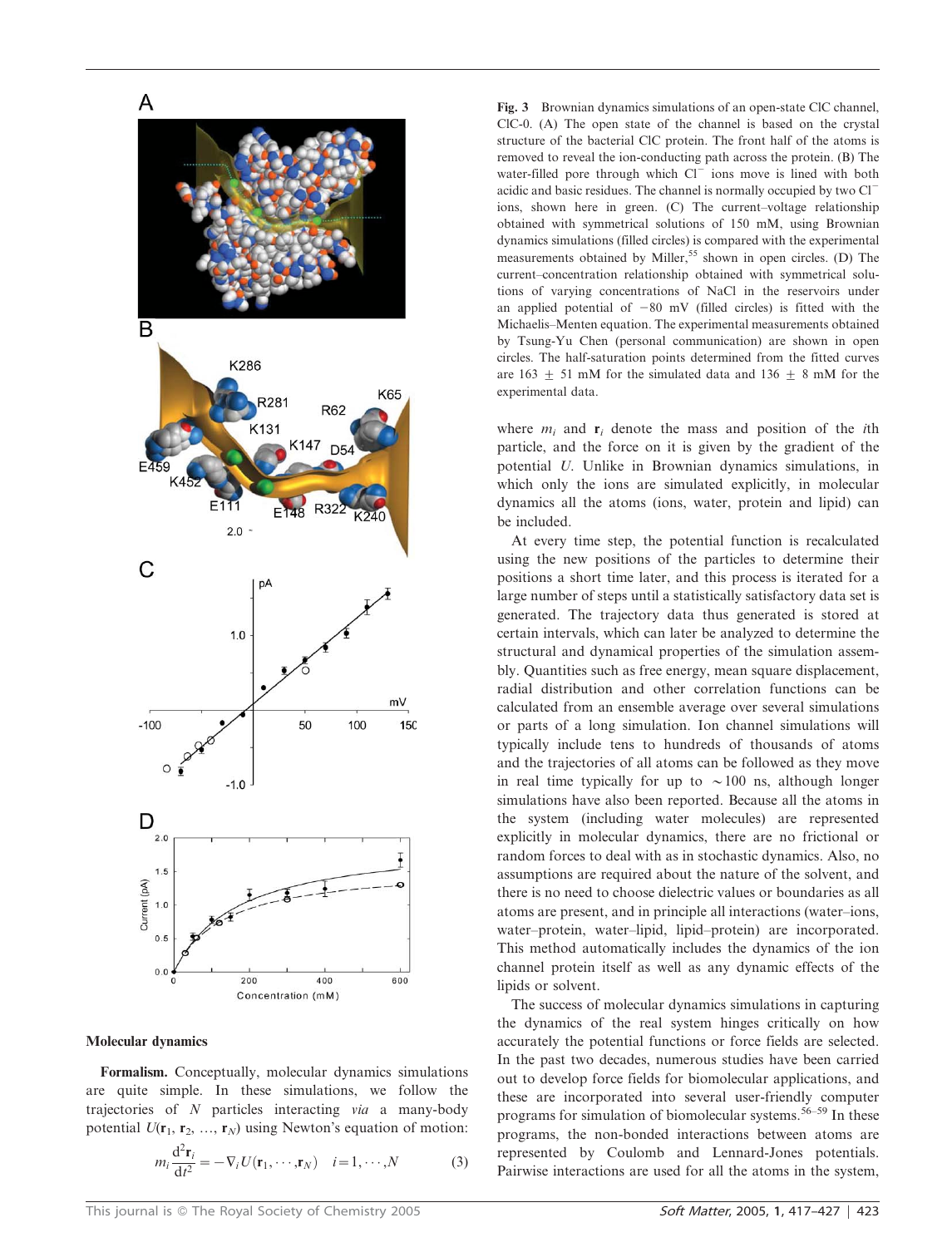A

B

K286

R281

R62

K65

K131

K147

D54

E459

K452

E111

E148

R322

K240

2.0

C

pA

1.0

mV

-100

50

100

150

-1.0

D

2.0

1.5

1.0

0.5

0.0

Current (pA)

0

200

400

600

Concentration (mM)

**Fig. 3** Brownian dynamics simulations of an open-state ClC channel, ClC-0. (A) The open state of the channel is based on the crystal structure of the bacterial ClC protein. The front half of the atoms is removed to reveal the ion-conducting path across the protein. (B) The water-filled pore through which $Cl^-$ ions move is lined with both acidic and basic residues. The channel is normally occupied by two $Cl^-$ ions, shown here in green. (C) The current–voltage relationship obtained with symmetrical solutions of 150 mM, using Brownian dynamics simulations (filled circles) is compared with the experimental measurements obtained by Miller,[55] shown in open circles. (D) The current–concentration relationship obtained with symmetrical solutions of varying concentrations of NaCl in the reservoirs under an applied potential of −80 mV (filled circles) is fitted with the Michaelis–Menten equation. The experimental measurements obtained by Tsung-Yu Chen (personal communication) are shown in open circles. The half-saturation points determined from the fitted curves are 163 ± 51 mM for the simulated data and 136 ± 8 mM for the experimental data.

## Molecular dynamics

**Formalism.** Conceptually, molecular dynamics simulations are quite simple. In these simulations, we follow the trajectories of $N$ particles interacting *via* a many-body potential $U(\mathbf{r}_1, \mathbf{r}_2, \ldots, \mathbf{r}_N)$ using Newton's equation of motion:

$$m_i \frac{d^2\mathbf{r}_i}{dt^2} = -\nabla_i U(\mathbf{r}_1, \cdots, \mathbf{r}_N) \quad i = 1, \cdots, N \tag{3}$$

where $m_i$ and $\mathbf{r}_i$ denote the mass and position of the $i$th particle, and the force on it is given by the gradient of the potential $U$. Unlike in Brownian dynamics simulations, in which only the ions are simulated explicitly, in molecular dynamics all the atoms (ions, water, protein and lipid) can be included.

At every time step, the potential function is recalculated using the new positions of the particles to determine their positions a short time later, and this process is iterated for a large number of steps until a statistically satisfactory data set is generated. The trajectory data thus generated is stored at certain intervals, which can later be analyzed to determine the structural and dynamical properties of the simulation assembly. Quantities such as free energy, mean square displacement, radial distribution and other correlation functions can be calculated from an ensemble average over several simulations or parts of a long simulation. Ion channel simulations will typically include tens to hundreds of thousands of atoms and the trajectories of all atoms can be followed as they move in real time typically for up to ∼100 ns, although longer simulations have also been reported. Because all the atoms in the system (including water molecules) are represented explicitly in molecular dynamics, there are no frictional or random forces to deal with as in stochastic dynamics. Also, no assumptions are required about the nature of the solvent, and there is no need to choose dielectric values or boundaries as all atoms are present, and in principle all interactions (water–ions, water–protein, water–lipid, lipid–protein) are incorporated. This method automatically includes the dynamics of the ion channel protein itself as well as any dynamic effects of the lipids or solvent.

The success of molecular dynamics simulations in capturing the dynamics of the real system hinges critically on how accurately the potential functions or force fields are selected. In the past two decades, numerous studies have been carried out to develop force fields for biomolecular applications, and these are incorporated into several user-friendly computer programs for simulation of biomolecular systems.[56–59] In these programs, the non-bonded interactions between atoms are represented by Coulomb and Lennard-Jones potentials. Pairwise interactions are used for all the atoms in the system,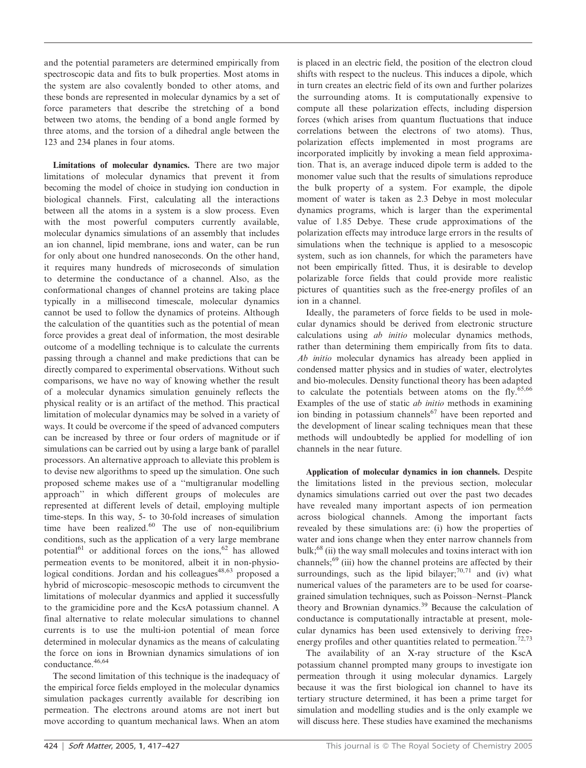and the potential parameters are determined empirically from spectroscopic data and fits to bulk properties. Most atoms in the system are also covalently bonded to other atoms, and these bonds are represented in molecular dynamics by a set of force parameters that describe the stretching of a bond between two atoms, the bending of a bond angle formed by three atoms, and the torsion of a dihedral angle between the 123 and 234 planes in four atoms.

**Limitations of molecular dynamics.** There are two major limitations of molecular dynamics that prevent it from becoming the model of choice in studying ion conduction in biological channels. First, calculating all the interactions between all the atoms in a system is a slow process. Even with the most powerful computers currently available, molecular dynamics simulations of an assembly that includes an ion channel, lipid membrane, ions and water, can be run for only about one hundred nanoseconds. On the other hand, it requires many hundreds of microseconds of simulation to determine the conductance of a channel. Also, as the conformational changes of channel proteins are taking place typically in a millisecond timescale, molecular dynamics cannot be used to follow the dynamics of proteins. Although the calculation of the quantities such as the potential of mean force provides a great deal of information, the most desirable outcome of a modelling technique is to calculate the currents passing through a channel and make predictions that can be directly compared to experimental observations. Without such comparisons, we have no way of knowing whether the result of a molecular dynamics simulation genuinely reflects the physical reality or is an artifact of the method. This practical limitation of molecular dynamics may be solved in a variety of ways. It could be overcome if the speed of advanced computers can be increased by three or four orders of magnitude or if simulations can be carried out by using a large bank of parallel processors. An alternative approach to alleviate this problem is to devise new algorithms to speed up the simulation. One such proposed scheme makes use of a ''multigranular modelling approach'' in which different groups of molecules are represented at different levels of detail, employing multiple time-steps. In this way, 5- to 30-fold increases of simulation time have been realized.[60] The use of non-equilibrium conditions, such as the application of a very large membrane potential[61] or additional forces on the ions,[62] has allowed permeation events to be monitored, albeit it in non-physiological conditions. Jordan and his colleagues[48,63] proposed a hybrid of microscopic–mesoscopic methods to circumvent the limitations of molecular dyanmics and applied it successfully to the gramicidine pore and the KcsA potassium channel. A final alternative to relate molecular simulations to channel currents is to use the multi-ion potential of mean force determined in molecular dynamics as the means of calculating the force on ions in Brownian dynamics simulations of ion conductance.[46,64]

The second limitation of this technique is the inadequacy of the empirical force fields employed in the molecular dynamics simulation packages currently available for describing ion permeation. The electrons around atoms are not inert but move according to quantum mechanical laws. When an atom is placed in an electric field, the position of the electron cloud shifts with respect to the nucleus. This induces a dipole, which in turn creates an electric field of its own and further polarizes the surrounding atoms. It is computationally expensive to compute all these polarization effects, including dispersion forces (which arises from quantum fluctuations that induce correlations between the electrons of two atoms). Thus, polarization effects implemented in most programs are incorporated implicitly by invoking a mean field approximation. That is, an average induced dipole term is added to the monomer value such that the results of simulations reproduce the bulk property of a system. For example, the dipole moment of water is taken as 2.3 Debye in most molecular dynamics programs, which is larger than the experimental value of 1.85 Debye. These crude approximations of the polarization effects may introduce large errors in the results of simulations when the technique is applied to a mesoscopic system, such as ion channels, for which the parameters have not been empirically fitted. Thus, it is desirable to develop polarizable force fields that could provide more realistic pictures of quantities such as the free-energy profiles of an ion in a channel.

Ideally, the parameters of force fields to be used in molecular dynamics should be derived from electronic structure calculations using *ab initio* molecular dynamics methods, rather than determining them empirically from fits to data. *Ab initio* molecular dynamics has already been applied in condensed matter physics and in studies of water, electrolytes and bio-molecules. Density functional theory has been adapted to calculate the potentials between atoms on the fly.[65,66] Examples of the use of static *ab initio* methods in examining ion binding in potassium channels[67] have been reported and the development of linear scaling techniques mean that these methods will undoubtedly be applied for modelling of ion channels in the near future.

**Application of molecular dynamics in ion channels.** Despite the limitations listed in the previous section, molecular dynamics simulations carried out over the past two decades have revealed many important aspects of ion permeation across biological channels. Among the important facts revealed by these simulations are: (i) how the properties of water and ions change when they enter narrow channels from bulk;[68] (ii) the way small molecules and toxins interact with ion channels;[69] (iii) how the channel proteins are affected by their surroundings, such as the lipid bilayer;[70,71] and (iv) what numerical values of the parameters are to be used for coarse-grained simulation techniques, such as Poisson–Nernst–Planck theory and Brownian dynamics.[39] Because the calculation of conductance is computationally intractable at present, molecular dynamics has been used extensively to deriving free-energy profiles and other quantities related to permeation.[72,73]

The availability of an X-ray structure of the KscA potassium channel prompted many groups to investigate ion permeation through it using molecular dynamics. Largely because it was the first biological ion channel to have its tertiary structure determined, it has been a prime target for simulation and modelling studies and is the only example we will discuss here. These studies have examined the mechanisms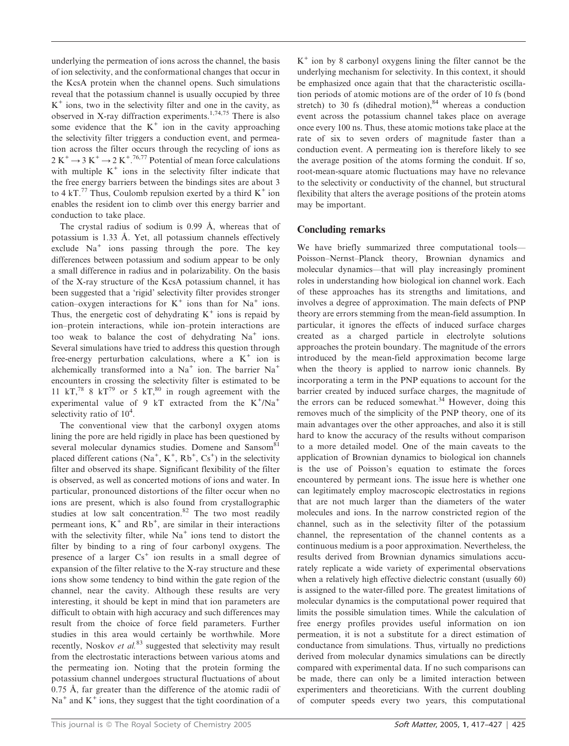underlying the permeation of ions across the channel, the basis of ion selectivity, and the conformational changes that occur in the KcsA protein when the channel opens. Such simulations reveal that the potassium channel is usually occupied by three $K^+$ ions, two in the selectivity filter and one in the cavity, as observed in X-ray diffraction experiments.[1,74,75] There is also some evidence that the $K^+$ ion in the cavity approaching the selectivity filter triggers a conduction event, and permeation across the filter occurs through the recycling of ions as $2\,K^+ \rightarrow 3\,K^+ \rightarrow 2\,K^+$.[76,77] Potential of mean force calculations with multiple $K^+$ ions in the selectivity filter indicate that the free energy barriers between the bindings sites are about 3 to 4 kT.[77] Thus, Coulomb repulsion exerted by a third $K^+$ ion enables the resident ion to climb over this energy barrier and conduction to take place.

The crystal radius of sodium is 0.99 Å, whereas that of potassium is 1.33 Å. Yet, all potassium channels effectively exclude $Na^+$ ions passing through the pore. The key differences between potassium and sodium appear to be only a small difference in radius and in polarizability. On the basis of the X-ray structure of the KcsA potassium channel, it has been suggested that a 'rigid' selectivity filter provides stronger cation–oxygen interactions for $K^+$ ions than for $Na^+$ ions. Thus, the energetic cost of dehydrating $K^+$ ions is repaid by ion–protein interactions, while ion–protein interactions are too weak to balance the cost of dehydrating $Na^+$ ions. Several simulations have tried to address this question through free-energy perturbation calculations, where a $K^+$ ion is alchemically transformed into a $Na^+$ ion. The barrier $Na^+$ encounters in crossing the selectivity filter is estimated to be 11 kT,[78] 8 kT[79] or 5 kT,[80] in rough agreement with the experimental value of 9 kT extracted from the $K^+/Na^+$ selectivity ratio of $10^4$.

The conventional view that the carbonyl oxygen atoms lining the pore are held rigidly in place has been questioned by several molecular dynamics studies. Domene and Sansom[81] placed different cations ($Na^+$, $K^+$, $Rb^+$, $Cs^+$) in the selectivity filter and observed its shape. Significant flexibility of the filter is observed, as well as concerted motions of ions and water. In particular, pronounced distortions of the filter occur when no ions are present, which is also found from crystallographic studies at low salt concentration.[82] The two most readily permeant ions, $K^+$ and $Rb^+$, are similar in their interactions with the selectivity filter, while $Na^+$ ions tend to distort the filter by binding to a ring of four carbonyl oxygens. The presence of a larger $Cs^+$ ion results in a small degree of expansion of the filter relative to the X-ray structure and these ions show some tendency to bind within the gate region of the channel, near the cavity. Although these results are very interesting, it should be kept in mind that ion parameters are difficult to obtain with high accuracy and such differences may result from the choice of force field parameters. Further studies in this area would certainly be worthwhile. More recently, Noskov *et al.*[83] suggested that selectivity may result from the electrostatic interactions between various atoms and the permeating ion. Noting that the protein forming the potassium channel undergoes structural fluctuations of about 0.75 Å, far greater than the difference of the atomic radii of $Na^+$ and $K^+$ ions, they suggest that the tight coordination of a $K^+$ ion by 8 carbonyl oxygens lining the filter cannot be the underlying mechanism for selectivity. In this context, it should be emphasized once again that that the characteristic oscillation periods of atomic motions are of the order of 10 fs (bond stretch) to 30 fs (dihedral motion),[84] whereas a conduction event across the potassium channel takes place on average once every 100 ns. Thus, these atomic motions take place at the rate of six to seven orders of magnitude faster than a conduction event. A permeating ion is therefore likely to see the average position of the atoms forming the conduit. If so, root-mean-square atomic fluctuations may have no relevance to the selectivity or conductivity of the channel, but structural flexibility that alters the average positions of the protein atoms may be important.

## Concluding remarks

We have briefly summarized three computational tools—Poisson–Nernst–Planck theory, Brownian dynamics and molecular dynamics—that will play increasingly prominent roles in understanding how biological ion channel work. Each of these approaches has its strengths and limitations, and involves a degree of approximation. The main defects of PNP theory are errors stemming from the mean-field assumption. In particular, it ignores the effects of induced surface charges created as a charged particle in electrolyte solutions approaches the protein boundary. The magnitude of the errors introduced by the mean-field approximation become large when the theory is applied to narrow ionic channels. By incorporating a term in the PNP equations to account for the barrier created by induced surface charges, the magnitude of the errors can be reduced somewhat.[34] However, doing this removes much of the simplicity of the PNP theory, one of its main advantages over the other approaches, and also it is still hard to know the accuracy of the results without comparison to a more detailed model. One of the main caveats to the application of Brownian dynamics to biological ion channels is the use of Poisson's equation to estimate the forces encountered by permeant ions. The issue here is whether one can legitimately employ macroscopic electrostatics in regions that are not much larger than the diameters of the water molecules and ions. In the narrow constricted region of the channel, such as in the selectivity filter of the potassium channel, the representation of the channel contents as a continuous medium is a poor approximation. Nevertheless, the results derived from Brownian dynamics simulations accurately replicate a wide variety of experimental observations when a relatively high effective dielectric constant (usually 60) is assigned to the water-filled pore. The greatest limitations of molecular dynamics is the computational power required that limits the possible simulation times. While the calculation of free energy profiles provides useful information on ion permeation, it is not a substitute for a direct estimation of conductance from simulations. Thus, virtually no predictions derived from molecular dynamics simulations can be directly compared with experimental data. If no such comparisons can be made, there can only be a limited interaction between experimenters and theoreticians. With the current doubling of computer speeds every two years, this computational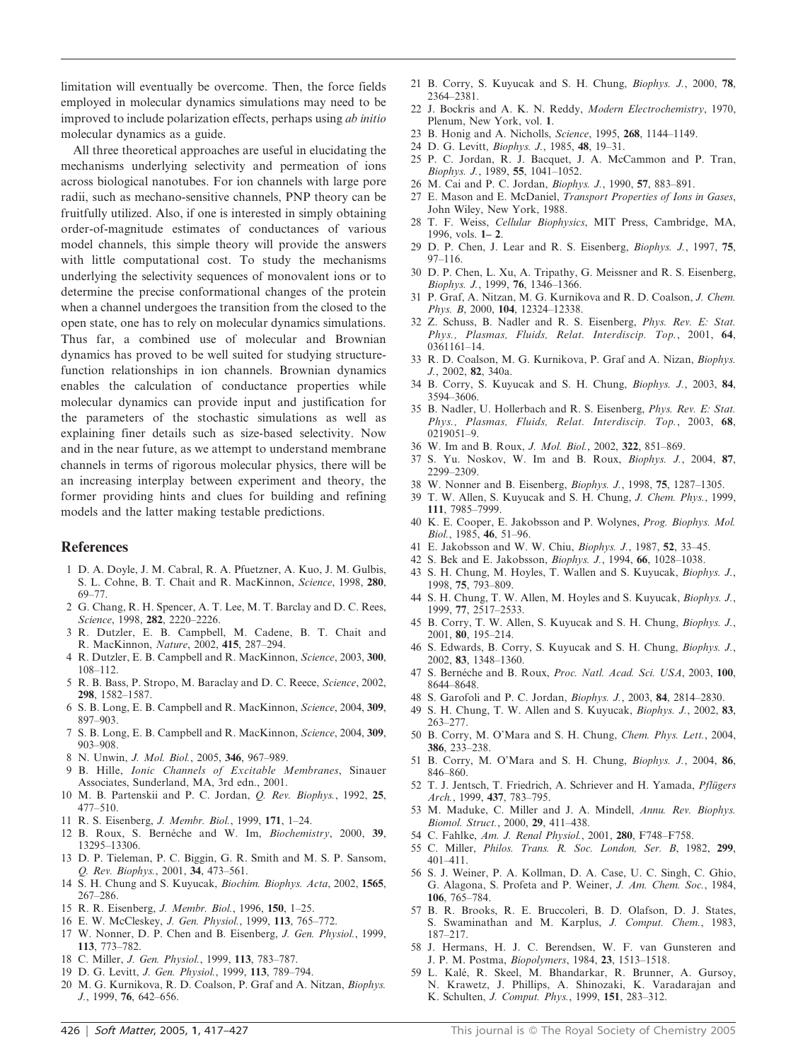limitation will eventually be overcome. Then, the force fields employed in molecular dynamics simulations may need to be improved to include polarization effects, perhaps using *ab initio* molecular dynamics as a guide.

All three theoretical approaches are useful in elucidating the mechanisms underlying selectivity and permeation of ions across biological nanotubes. For ion channels with large pore radii, such as mechano-sensitive channels, PNP theory can be fruitfully utilized. Also, if one is interested in simply obtaining order-of-magnitude estimates of conductances of various model channels, this simple theory will provide the answers with little computational cost. To study the mechanisms underlying the selectivity sequences of monovalent ions or to determine the precise conformational changes of the protein when a channel undergoes the transition from the closed to the open state, one has to rely on molecular dynamics simulations. Thus far, a combined use of molecular and Brownian dynamics has proved to be well suited for studying structure-function relationships in ion channels. Brownian dynamics enables the calculation of conductance properties while molecular dynamics can provide input and justification for the parameters of the stochastic simulations as well as explaining finer details such as size-based selectivity. Now and in the near future, as we attempt to understand membrane channels in terms of rigorous molecular physics, there will be an increasing interplay between experiment and theory, the former providing hints and clues for building and refining models and the latter making testable predictions.

## References

1 D. A. Doyle, J. M. Cabral, R. A. Pfuetzner, A. Kuo, J. M. Gulbis, S. L. Cohne, B. T. Chait and R. MacKinnon, *Science*, 1998, **280**, 69–77.
2 G. Chang, R. H. Spencer, A. T. Lee, M. T. Barclay and D. C. Rees, *Science*, 1998, **282**, 2220–2226.
3 R. Dutzler, E. B. Campbell, M. Cadene, B. T. Chait and R. MacKinnon, *Nature*, 2002, **415**, 287–294.
4 R. Dutzler, E. B. Campbell and R. MacKinnon, *Science*, 2003, **300**, 108–112.
5 R. B. Bass, P. Stropo, M. Baraclay and D. C. Reece, *Science*, 2002, **298**, 1582–1587.
6 S. B. Long, E. B. Campbell and R. MacKinnon, *Science*, 2004, **309**, 897–903.
7 S. B. Long, E. B. Campbell and R. MacKinnon, *Science*, 2004, **309**, 903–908.
8 N. Unwin, *J. Mol. Biol.*, 2005, **346**, 967–989.
9 B. Hille, *Ionic Channels of Excitable Membranes*, Sinauer Associates, Sunderland, MA, 3rd edn., 2001.
10 M. B. Partenskii and P. C. Jordan, *Q. Rev. Biophys.*, 1992, **25**, 477–510.
11 R. S. Eisenberg, *J. Membr. Biol.*, 1999, **171**, 1–24.
12 B. Roux, S. Bernéche and W. Im, *Biochemistry*, 2000, **39**, 13295–13306.
13 D. P. Tieleman, P. C. Biggin, G. R. Smith and M. S. P. Sansom, *Q. Rev. Biophys.*, 2001, **34**, 473–561.
14 S. H. Chung and S. Kuyucak, *Biochim. Biophys. Acta*, 2002, **1565**, 267–286.
15 R. R. Eisenberg, *J. Membr. Biol.*, 1996, **150**, 1–25.
16 E. W. McCleskey, *J. Gen. Physiol.*, 1999, **113**, 765–772.
17 W. Nonner, D. P. Chen and B. Eisenberg, *J. Gen. Physiol.*, 1999, **113**, 773–782.
18 C. Miller, *J. Gen. Physiol.*, 1999, **113**, 783–787.
19 D. G. Levitt, *J. Gen. Physiol.*, 1999, **113**, 789–794.
20 M. G. Kurnikova, R. D. Coalson, P. Graf and A. Nitzan, *Biophys. J.*, 1999, **76**, 642–656.
21 B. Corry, S. Kuyucak and S. H. Chung, *Biophys. J.*, 2000, **78**, 2364–2381.
22 J. Bockris and A. K. N. Reddy, *Modern Electrochemistry*, 1970, Plenum, New York, vol. **1**.
23 B. Honig and A. Nicholls, *Science*, 1995, **268**, 1144–1149.
24 D. G. Levitt, *Biophys. J.*, 1985, **48**, 19–31.
25 P. C. Jordan, R. J. Bacquet, J. A. McCammon and P. Tran, *Biophys. J.*, 1989, **55**, 1041–1052.
26 M. Cai and P. C. Jordan, *Biophys. J.*, 1990, **57**, 883–891.
27 E. Mason and E. McDaniel, *Transport Properties of Ions in Gases*, John Wiley, New York, 1988.
28 T. F. Weiss, *Cellular Biophysics*, MIT Press, Cambridge, MA, 1996, vols. **1– 2**.
29 D. P. Chen, J. Lear and R. S. Eisenberg, *Biophys. J.*, 1997, **75**, 97–116.
30 D. P. Chen, L. Xu, A. Tripathy, G. Meissner and R. S. Eisenberg, *Biophys. J.*, 1999, **76**, 1346–1366.
31 P. Graf, A. Nitzan, M. G. Kurnikova and R. D. Coalson, *J. Chem. Phys. B*, 2000, **104**, 12324–12338.
32 Z. Schuss, B. Nadler and R. S. Eisenberg, *Phys. Rev. E: Stat. Phys., Plasmas, Fluids, Relat. Interdiscip. Top.*, 2001, **64**, 0361161–14.
33 R. D. Coalson, M. G. Kurnikova, P. Graf and A. Nizan, *Biophys. J.*, 2002, **82**, 340a.
34 B. Corry, S. Kuyucak and S. H. Chung, *Biophys. J.*, 2003, **84**, 3594–3606.
35 B. Nadler, U. Hollerbach and R. S. Eisenberg, *Phys. Rev. E: Stat. Phys., Plasmas, Fluids, Relat. Interdiscip. Top.*, 2003, **68**, 0219051–9.
36 W. Im and B. Roux, *J. Mol. Biol.*, 2002, **322**, 851–869.
37 S. Yu. Noskov, W. Im and B. Roux, *Biophys. J.*, 2004, **87**, 2299–2309.
38 W. Nonner and B. Eisenberg, *Biophys. J.*, 1998, **75**, 1287–1305.
39 T. W. Allen, S. Kuyucak and S. H. Chung, *J. Chem. Phys.*, 1999, **111**, 7985–7999.
40 K. E. Cooper, E. Jakobsson and P. Wolynes, *Prog. Biophys. Mol. Biol.*, 1985, **46**, 51–96.
41 E. Jakobsson and W. W. Chiu, *Biophys. J.*, 1987, **52**, 33–45.
42 S. Bek and E. Jakobsson, *Biophys. J.*, 1994, **66**, 1028–1038.
43 S. H. Chung, M. Hoyles, T. Wallen and S. Kuyucak, *Biophys. J.*, 1998, **75**, 793–809.
44 S. H. Chung, T. W. Allen, M. Hoyles and S. Kuyucak, *Biophys. J.*, 1999, **77**, 2517–2533.
45 B. Corry, T. W. Allen, S. Kuyucak and S. H. Chung, *Biophys. J.*, 2001, **80**, 195–214.
46 S. Edwards, B. Corry, S. Kuyucak and S. H. Chung, *Biophys. J.*, 2002, **83**, 1348–1360.
47 S. Bernéche and B. Roux, *Proc. Natl. Acad. Sci. USA*, 2003, **100**, 8644–8648.
48 S. Garofoli and P. C. Jordan, *Biophys. J.*, 2003, **84**, 2814–2830.
49 S. H. Chung, T. W. Allen and S. Kuyucak, *Biophys. J.*, 2002, **83**, 263–277.
50 B. Corry, M. O'Mara and S. H. Chung, *Chem. Phys. Lett.*, 2004, **386**, 233–238.
51 B. Corry, M. O'Mara and S. H. Chung, *Biophys. J.*, 2004, **86**, 846–860.
52 T. J. Jentsch, T. Friedrich, A. Schriever and H. Yamada, *Pflügers Arch.*, 1999, **437**, 783–795.
53 M. Maduke, C. Miller and J. A. Mindell, *Annu. Rev. Biophys. Biomol. Struct.*, 2000, **29**, 411–438.
54 C. Fahlke, *Am. J. Renal Physiol.*, 2001, **280**, F748–F758.
55 C. Miller, *Philos. Trans. R. Soc. London, Ser. B*, 1982, **299**, 401–411.
56 S. J. Weiner, P. A. Kollman, D. A. Case, U. C. Singh, C. Ghio, G. Alagona, S. Profeta and P. Weiner, *J. Am. Chem. Soc.*, 1984, **106**, 765–784.
57 B. R. Brooks, R. E. Bruccoleri, B. D. Olafson, D. J. States, S. Swaminathan and M. Karplus, *J. Comput. Chem.*, 1983, 187–217.
58 J. Hermans, H. J. C. Berendsen, W. F. van Gunsteren and J. P. M. Postma, *Biopolymers*, 1984, **23**, 1513–1518.
59 L. Kalé, R. Skeel, M. Bhandarkar, R. Brunner, A. Gursoy, N. Krawetz, J. Phillips, A. Shinozaki, K. Varadarajan and K. Schulten, *J. Comput. Phys.*, 1999, **151**, 283–312.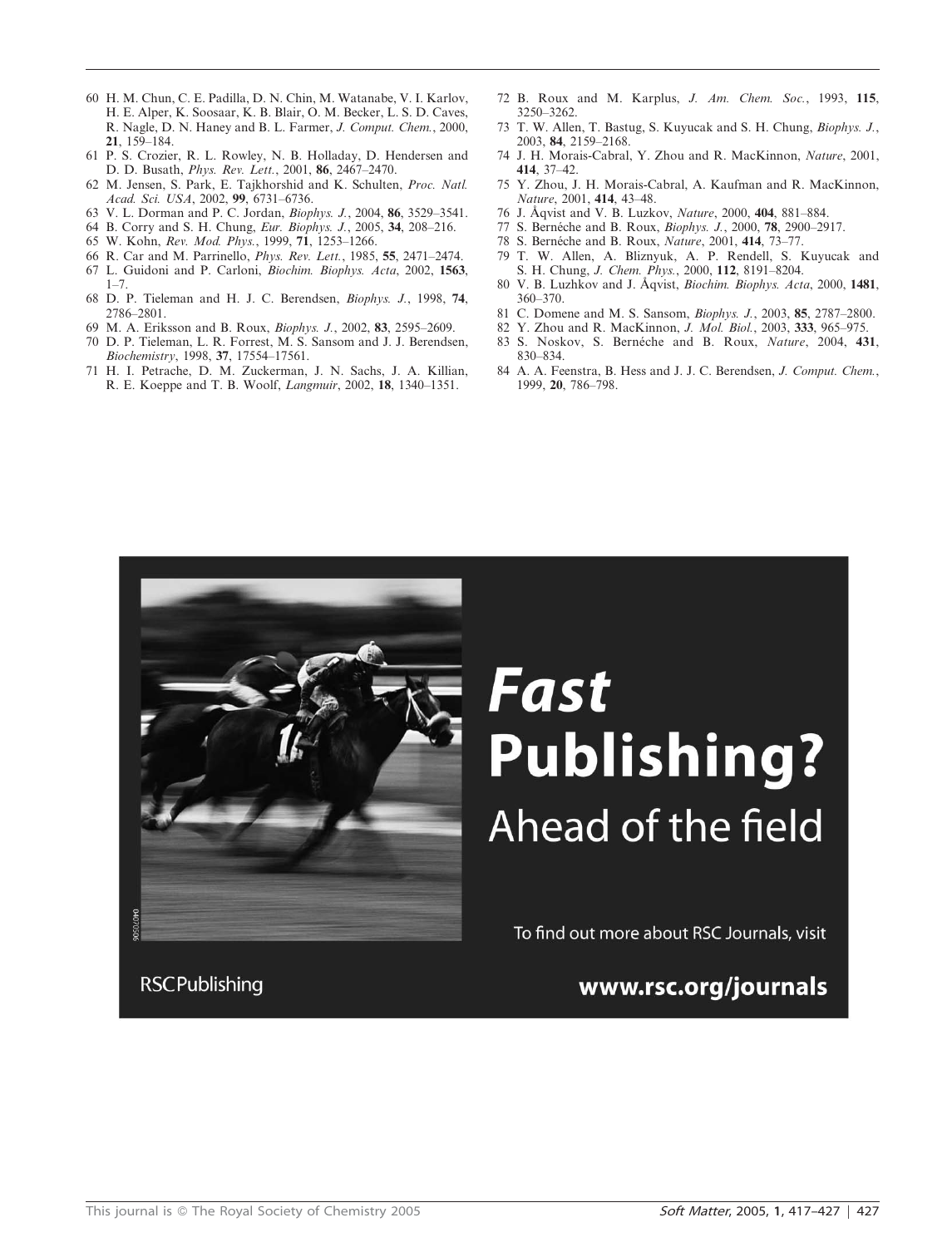60 H. M. Chun, C. E. Padilla, D. N. Chin, M. Watanabe, V. I. Karlov, H. E. Alper, K. Soosaar, K. B. Blair, O. M. Becker, L. S. D. Caves, R. Nagle, D. N. Haney and B. L. Farmer, *J. Comput. Chem.*, 2000, **21**, 159–184.

61 P. S. Crozier, R. L. Rowley, N. B. Holladay, D. Hendersen and D. D. Busath, *Phys. Rev. Lett.*, 2001, **86**, 2467–2470.

62 M. Jensen, S. Park, E. Tajkhorshid and K. Schulten, *Proc. Natl. Acad. Sci. USA*, 2002, **99**, 6731–6736.

63 V. L. Dorman and P. C. Jordan, *Biophys. J.*, 2004, **86**, 3529–3541.

64 B. Corry and S. H. Chung, *Eur. Biophys. J.*, 2005, **34**, 208–216.

65 W. Kohn, *Rev. Mod. Phys.*, 1999, **71**, 1253–1266.

66 R. Car and M. Parrinello, *Phys. Rev. Lett.*, 1985, **55**, 2471–2474.

67 L. Guidoni and P. Carloni, *Biochim. Biophys. Acta*, 2002, **1563**, 1–7.

68 D. P. Tieleman and H. J. C. Berendsen, *Biophys. J.*, 1998, **74**, 2786–2801.

69 M. A. Eriksson and B. Roux, *Biophys. J.*, 2002, **83**, 2595–2609.

70 D. P. Tieleman, L. R. Forrest, M. S. Sansom and J. J. Berendsen, *Biochemistry*, 1998, **37**, 17554–17561.

71 H. I. Petrache, D. M. Zuckerman, J. N. Sachs, J. A. Killian, R. E. Koeppe and T. B. Woolf, *Langmuir*, 2002, **18**, 1340–1351.

72 B. Roux and M. Karplus, *J. Am. Chem. Soc.*, 1993, **115**, 3250–3262.

73 T. W. Allen, T. Bastug, S. Kuyucak and S. H. Chung, *Biophys. J.*, 2003, **84**, 2159–2168.

74 J. H. Morais-Cabral, Y. Zhou and R. MacKinnon, *Nature*, 2001, **414**, 37–42.

75 Y. Zhou, J. H. Morais-Cabral, A. Kaufman and R. MacKinnon, *Nature*, 2001, **414**, 43–48.

76 J. Åqvist and V. B. Luzkov, *Nature*, 2000, **404**, 881–884.

77 S. Bernéche and B. Roux, *Biophys. J.*, 2000, **78**, 2900–2917.

78 S. Bernéche and B. Roux, *Nature*, 2001, **414**, 73–77.

79 T. W. Allen, A. Bliznyuk, A. P. Rendell, S. Kuyucak and S. H. Chung, *J. Chem. Phys.*, 2000, **112**, 8191–8204.

80 V. B. Luzhkov and J. Åqvist, *Biochim. Biophys. Acta*, 2000, **1481**, 360–370.

81 C. Domene and M. S. Sansom, *Biophys. J.*, 2003, **85**, 2787–2800.

82 Y. Zhou and R. MacKinnon, *J. Mol. Biol.*, 2003, **333**, 965–975.

83 S. Noskov, S. Bernéche and B. Roux, *Nature*, 2004, **431**, 830–834.

84 A. A. Feenstra, B. Hess and J. J. C. Berendsen, *J. Comput. Chem.*, 1999, **20**, 786–798.

***Fast* Publishing?**

Ahead of the field

To find out more about RSC Journals, visit

**www.rsc.org/journals**

RSCPublishing